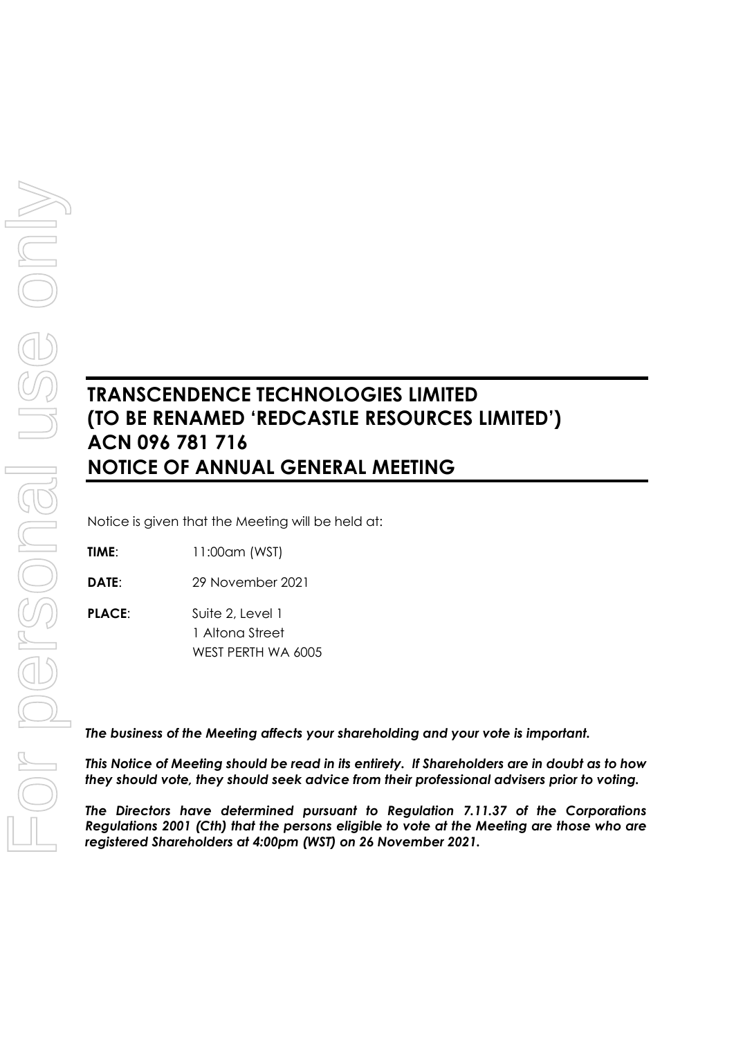# TRANSCENDENCE TECHNOLOGIES LIMITED (TO BE RENAMED 'REDCASTLE RESOURCES LIMITED') ACN 096 781 716 NOTICE OF ANNUAL GENERAL MEETING

Notice is given that the Meeting will be held at:

**TIME**: 11:00am (WST)

**DATE**: 29 November 2021

**PLACE**: Suite 2, Level 1
1 Altona Street
WEST PERTH WA 6005

***The business of the Meeting affects your shareholding and your vote is important.***

***This Notice of Meeting should be read in its entirety. If Shareholders are in doubt as to how they should vote, they should seek advice from their professional advisers prior to voting.***

***The Directors have determined pursuant to Regulation 7.11.37 of the Corporations Regulations 2001 (Cth) that the persons eligible to vote at the Meeting are those who are registered Shareholders at 4:00pm (WST) on 26 November 2021.***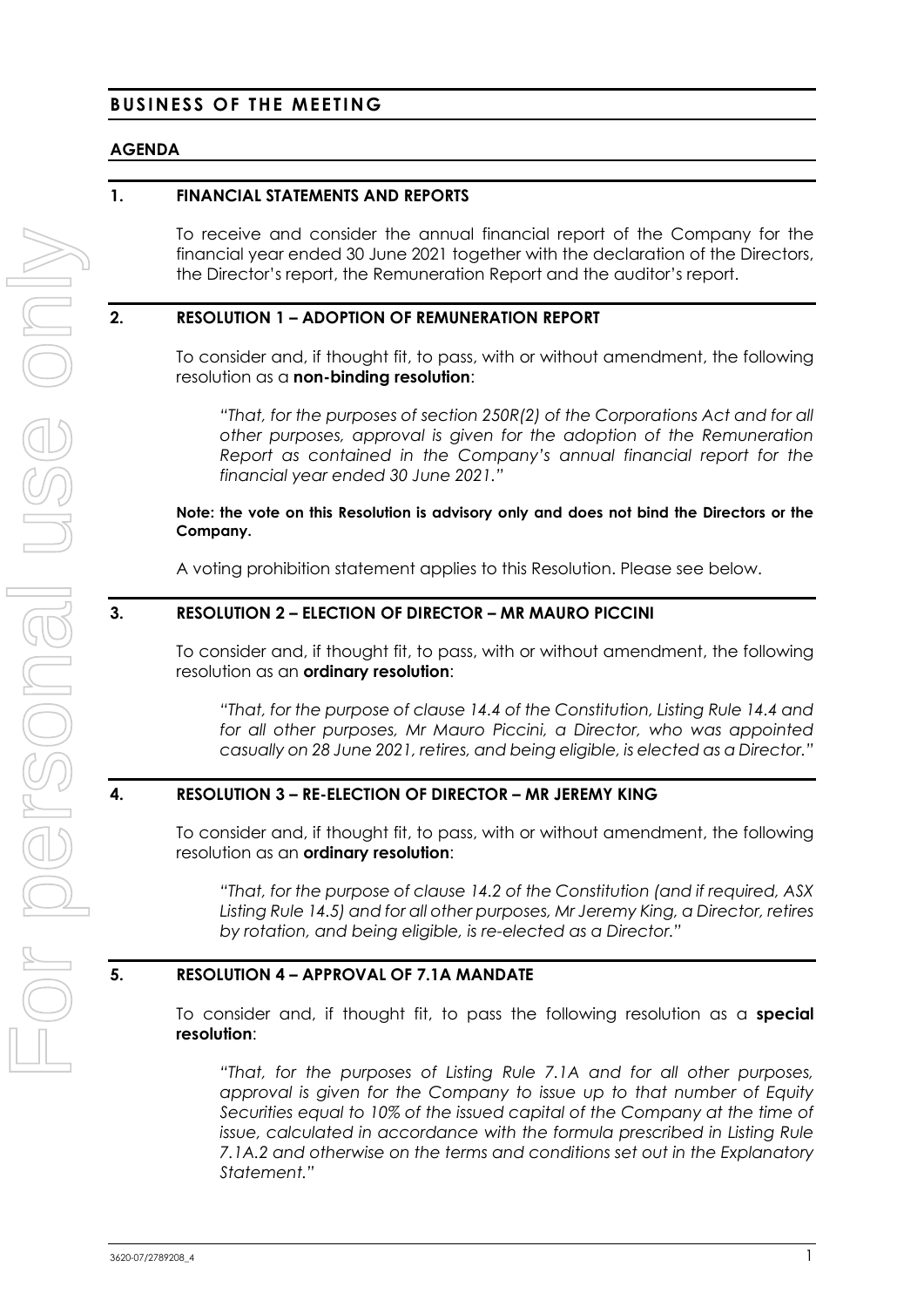# BUSINESS OF THE MEETING

## AGENDA

### 1. FINANCIAL STATEMENTS AND REPORTS

To receive and consider the annual financial report of the Company for the financial year ended 30 June 2021 together with the declaration of the Directors, the Director's report, the Remuneration Report and the auditor's report.

### 2. RESOLUTION 1 – ADOPTION OF REMUNERATION REPORT

To consider and, if thought fit, to pass, with or without amendment, the following resolution as a **non-binding resolution**:

> *"That, for the purposes of section 250R(2) of the Corporations Act and for all other purposes, approval is given for the adoption of the Remuneration Report as contained in the Company's annual financial report for the financial year ended 30 June 2021."*

**Note: the vote on this Resolution is advisory only and does not bind the Directors or the Company.**

A voting prohibition statement applies to this Resolution. Please see below.

### 3. RESOLUTION 2 – ELECTION OF DIRECTOR – MR MAURO PICCINI

To consider and, if thought fit, to pass, with or without amendment, the following resolution as an **ordinary resolution**:

> *"That, for the purpose of clause 14.4 of the Constitution, Listing Rule 14.4 and for all other purposes, Mr Mauro Piccini, a Director, who was appointed casually on 28 June 2021, retires, and being eligible, is elected as a Director."*

### 4. RESOLUTION 3 – RE-ELECTION OF DIRECTOR – MR JEREMY KING

To consider and, if thought fit, to pass, with or without amendment, the following resolution as an **ordinary resolution**:

> *"That, for the purpose of clause 14.2 of the Constitution (and if required, ASX Listing Rule 14.5) and for all other purposes, Mr Jeremy King, a Director, retires by rotation, and being eligible, is re-elected as a Director."*

### 5. RESOLUTION 4 – APPROVAL OF 7.1A MANDATE

To consider and, if thought fit, to pass the following resolution as a **special resolution**:

> *"That, for the purposes of Listing Rule 7.1A and for all other purposes, approval is given for the Company to issue up to that number of Equity Securities equal to 10% of the issued capital of the Company at the time of issue, calculated in accordance with the formula prescribed in Listing Rule 7.1A.2 and otherwise on the terms and conditions set out in the Explanatory Statement."*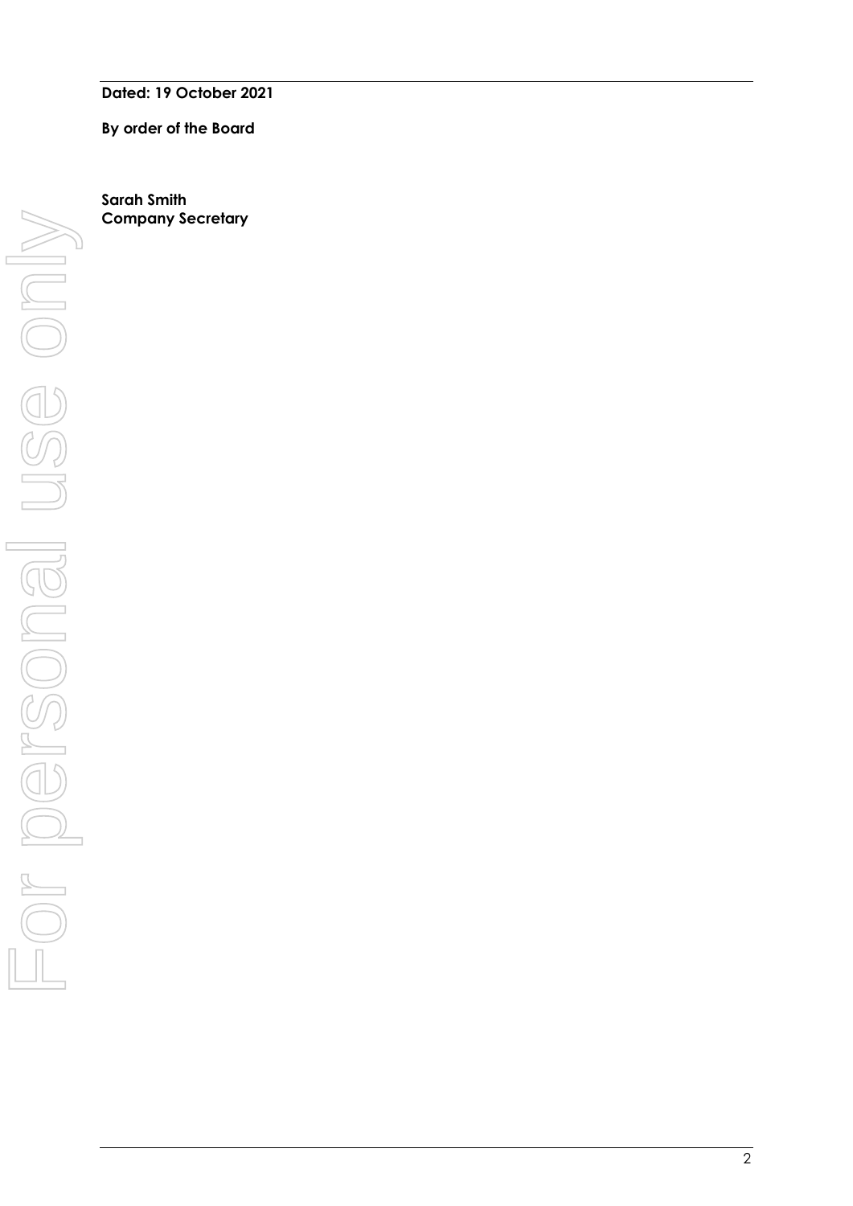**Dated: 19 October 2021**

**By order of the Board**

**Sarah Smith**
**Company Secretary**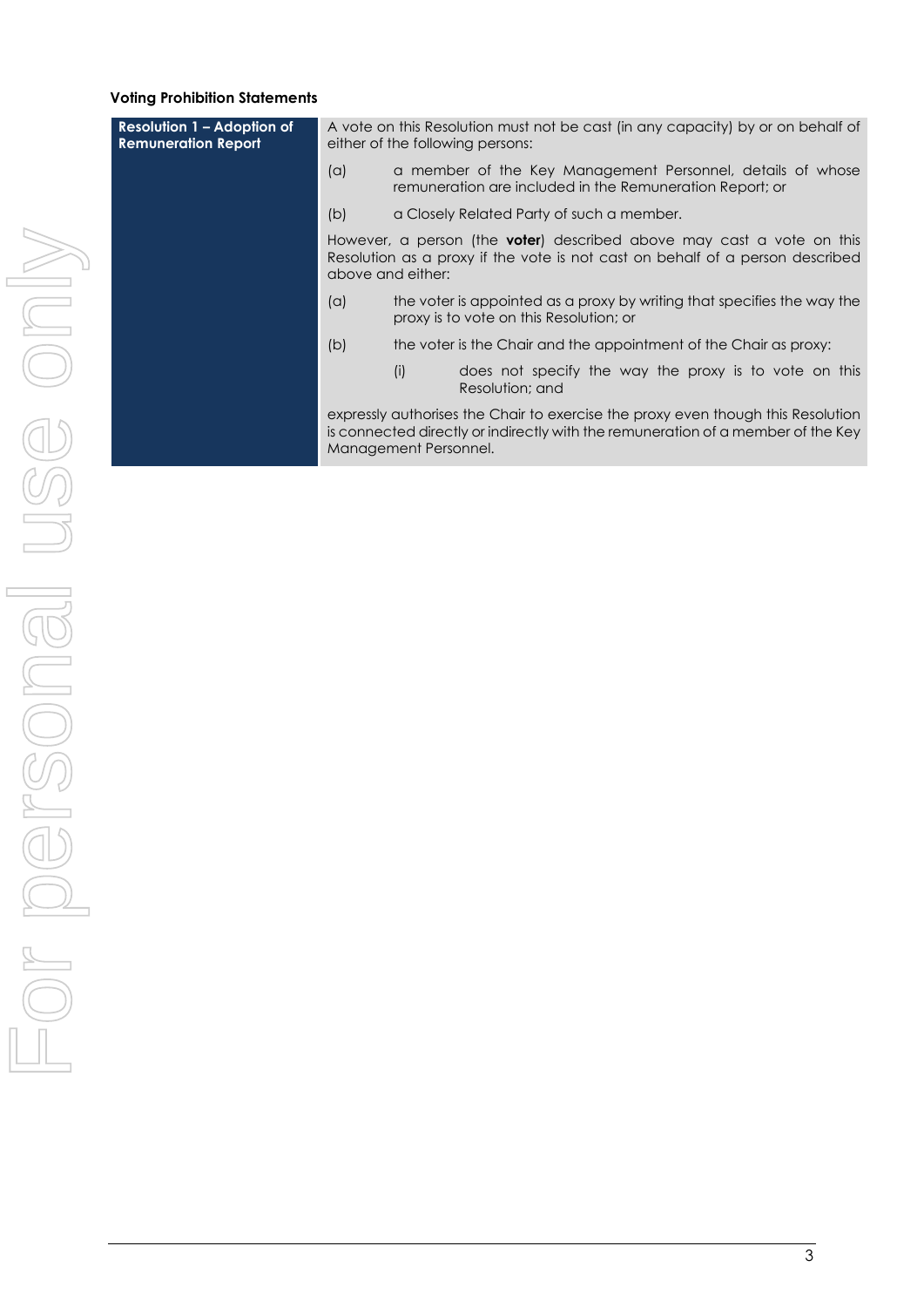**Voting Prohibition Statements**

| **Resolution 1 – Adoption of Remuneration Report** | A vote on this Resolution must not be cast (in any capacity) by or on behalf of either of the following persons:<br><br>(a) a member of the Key Management Personnel, details of whose remuneration are included in the Remuneration Report; or<br><br>(b) a Closely Related Party of such a member.<br><br>However, a person (the **voter**) described above may cast a vote on this Resolution as a proxy if the vote is not cast on behalf of a person described above and either:<br><br>(a) the voter is appointed as a proxy by writing that specifies the way the proxy is to vote on this Resolution; or<br><br>(b) the voter is the Chair and the appointment of the Chair as proxy:<br><br>(i) does not specify the way the proxy is to vote on this Resolution; and<br><br>expressly authorises the Chair to exercise the proxy even though this Resolution is connected directly or indirectly with the remuneration of a member of the Key Management Personnel. |
|---|---|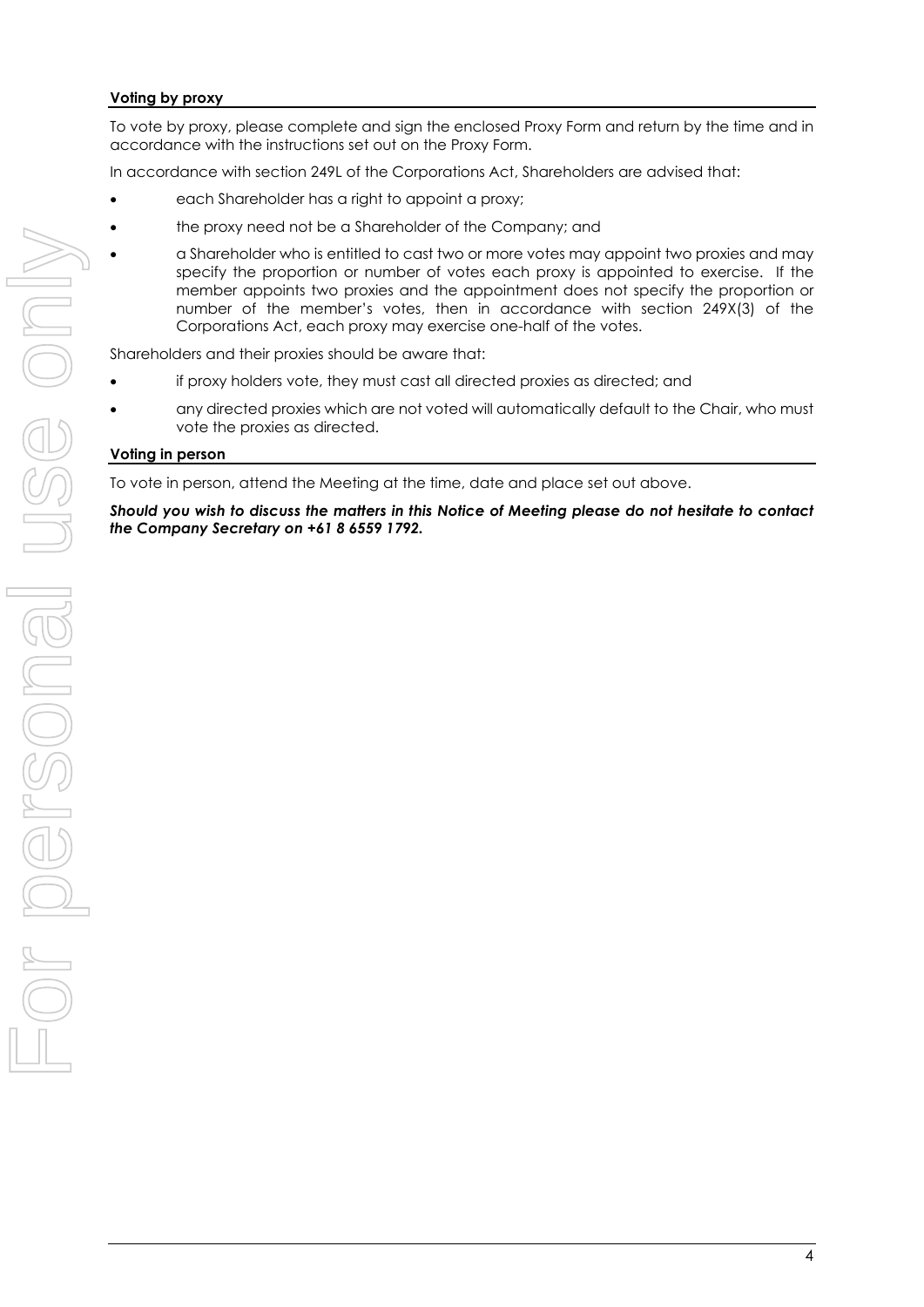**Voting by proxy**

To vote by proxy, please complete and sign the enclosed Proxy Form and return by the time and in accordance with the instructions set out on the Proxy Form.

In accordance with section 249L of the Corporations Act, Shareholders are advised that:

- each Shareholder has a right to appoint a proxy;
- the proxy need not be a Shareholder of the Company; and
- a Shareholder who is entitled to cast two or more votes may appoint two proxies and may specify the proportion or number of votes each proxy is appointed to exercise. If the member appoints two proxies and the appointment does not specify the proportion or number of the member's votes, then in accordance with section 249X(3) of the Corporations Act, each proxy may exercise one-half of the votes.

Shareholders and their proxies should be aware that:

- if proxy holders vote, they must cast all directed proxies as directed; and
- any directed proxies which are not voted will automatically default to the Chair, who must vote the proxies as directed.

**Voting in person**

To vote in person, attend the Meeting at the time, date and place set out above.

***Should you wish to discuss the matters in this Notice of Meeting please do not hesitate to contact the Company Secretary on +61 8 6559 1792.***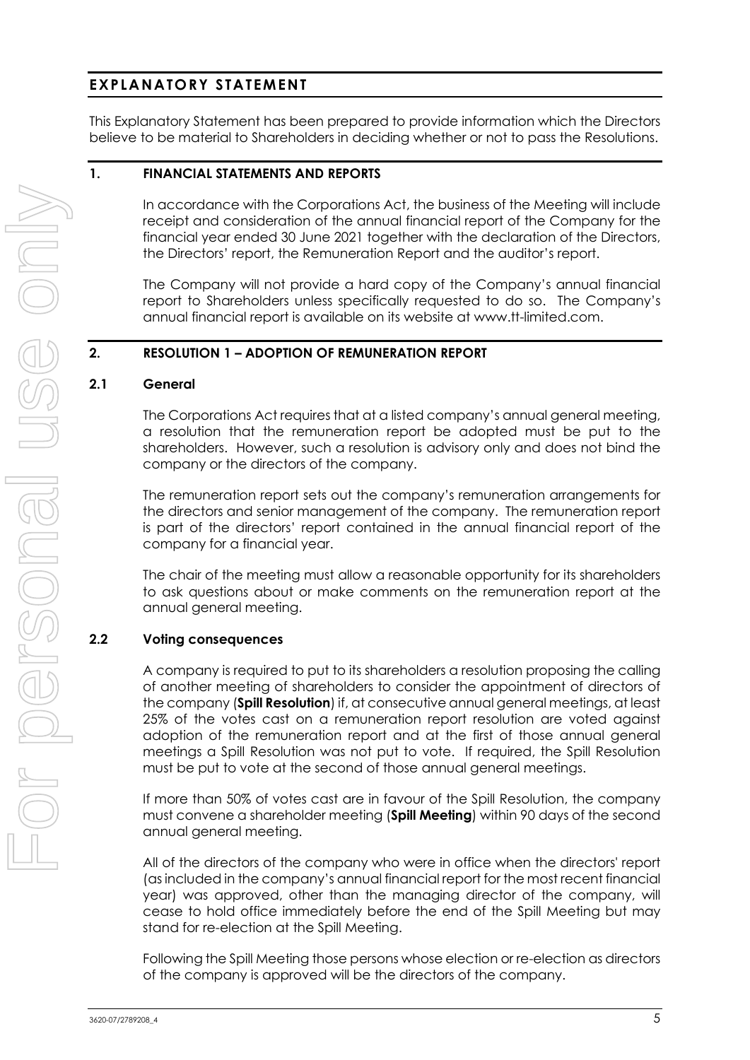# EXPLANATORY STATEMENT

This Explanatory Statement has been prepared to provide information which the Directors believe to be material to Shareholders in deciding whether or not to pass the Resolutions.

## 1. FINANCIAL STATEMENTS AND REPORTS

In accordance with the Corporations Act, the business of the Meeting will include receipt and consideration of the annual financial report of the Company for the financial year ended 30 June 2021 together with the declaration of the Directors, the Directors' report, the Remuneration Report and the auditor's report.

The Company will not provide a hard copy of the Company's annual financial report to Shareholders unless specifically requested to do so. The Company's annual financial report is available on its website at www.tt-limited.com.

## 2. RESOLUTION 1 – ADOPTION OF REMUNERATION REPORT

### 2.1 General

The Corporations Act requires that at a listed company's annual general meeting, a resolution that the remuneration report be adopted must be put to the shareholders. However, such a resolution is advisory only and does not bind the company or the directors of the company.

The remuneration report sets out the company's remuneration arrangements for the directors and senior management of the company. The remuneration report is part of the directors' report contained in the annual financial report of the company for a financial year.

The chair of the meeting must allow a reasonable opportunity for its shareholders to ask questions about or make comments on the remuneration report at the annual general meeting.

### 2.2 Voting consequences

A company is required to put to its shareholders a resolution proposing the calling of another meeting of shareholders to consider the appointment of directors of the company (**Spill Resolution**) if, at consecutive annual general meetings, at least 25% of the votes cast on a remuneration report resolution are voted against adoption of the remuneration report and at the first of those annual general meetings a Spill Resolution was not put to vote. If required, the Spill Resolution must be put to vote at the second of those annual general meetings.

If more than 50% of votes cast are in favour of the Spill Resolution, the company must convene a shareholder meeting (**Spill Meeting**) within 90 days of the second annual general meeting.

All of the directors of the company who were in office when the directors' report (as included in the company's annual financial report for the most recent financial year) was approved, other than the managing director of the company, will cease to hold office immediately before the end of the Spill Meeting but may stand for re-election at the Spill Meeting.

Following the Spill Meeting those persons whose election or re-election as directors of the company is approved will be the directors of the company.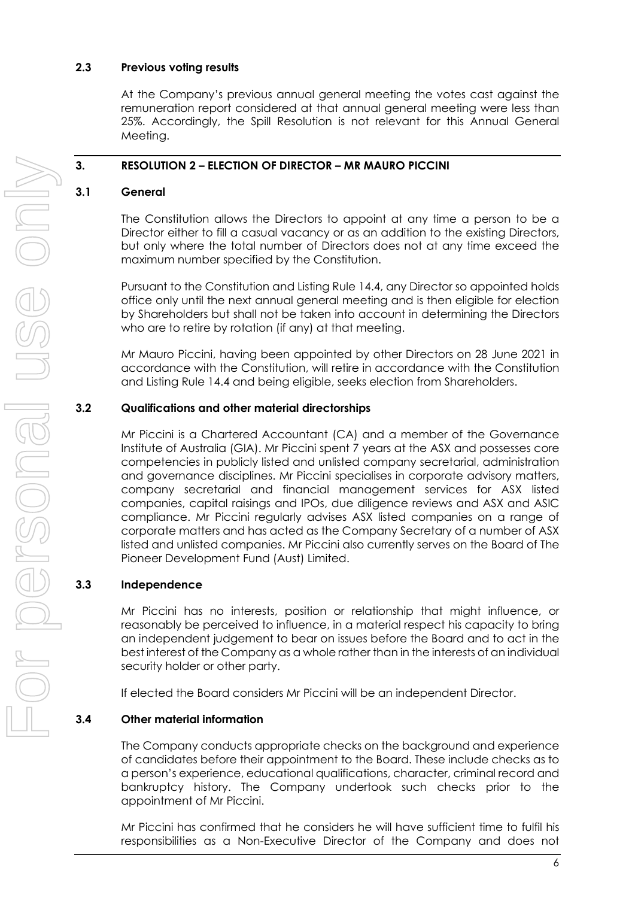### 2.3 Previous voting results

At the Company's previous annual general meeting the votes cast against the remuneration report considered at that annual general meeting were less than 25%. Accordingly, the Spill Resolution is not relevant for this Annual General Meeting.

## 3. RESOLUTION 2 – ELECTION OF DIRECTOR – MR MAURO PICCINI

### 3.1 General

The Constitution allows the Directors to appoint at any time a person to be a Director either to fill a casual vacancy or as an addition to the existing Directors, but only where the total number of Directors does not at any time exceed the maximum number specified by the Constitution.

Pursuant to the Constitution and Listing Rule 14.4, any Director so appointed holds office only until the next annual general meeting and is then eligible for election by Shareholders but shall not be taken into account in determining the Directors who are to retire by rotation (if any) at that meeting.

Mr Mauro Piccini, having been appointed by other Directors on 28 June 2021 in accordance with the Constitution, will retire in accordance with the Constitution and Listing Rule 14.4 and being eligible, seeks election from Shareholders.

### 3.2 Qualifications and other material directorships

Mr Piccini is a Chartered Accountant (CA) and a member of the Governance Institute of Australia (GIA). Mr Piccini spent 7 years at the ASX and possesses core competencies in publicly listed and unlisted company secretarial, administration and governance disciplines. Mr Piccini specialises in corporate advisory matters, company secretarial and financial management services for ASX listed companies, capital raisings and IPOs, due diligence reviews and ASX and ASIC compliance. Mr Piccini regularly advises ASX listed companies on a range of corporate matters and has acted as the Company Secretary of a number of ASX listed and unlisted companies. Mr Piccini also currently serves on the Board of The Pioneer Development Fund (Aust) Limited.

### 3.3 Independence

Mr Piccini has no interests, position or relationship that might influence, or reasonably be perceived to influence, in a material respect his capacity to bring an independent judgement to bear on issues before the Board and to act in the best interest of the Company as a whole rather than in the interests of an individual security holder or other party.

If elected the Board considers Mr Piccini will be an independent Director.

### 3.4 Other material information

The Company conducts appropriate checks on the background and experience of candidates before their appointment to the Board. These include checks as to a person's experience, educational qualifications, character, criminal record and bankruptcy history. The Company undertook such checks prior to the appointment of Mr Piccini.

Mr Piccini has confirmed that he considers he will have sufficient time to fulfil his responsibilities as a Non-Executive Director of the Company and does not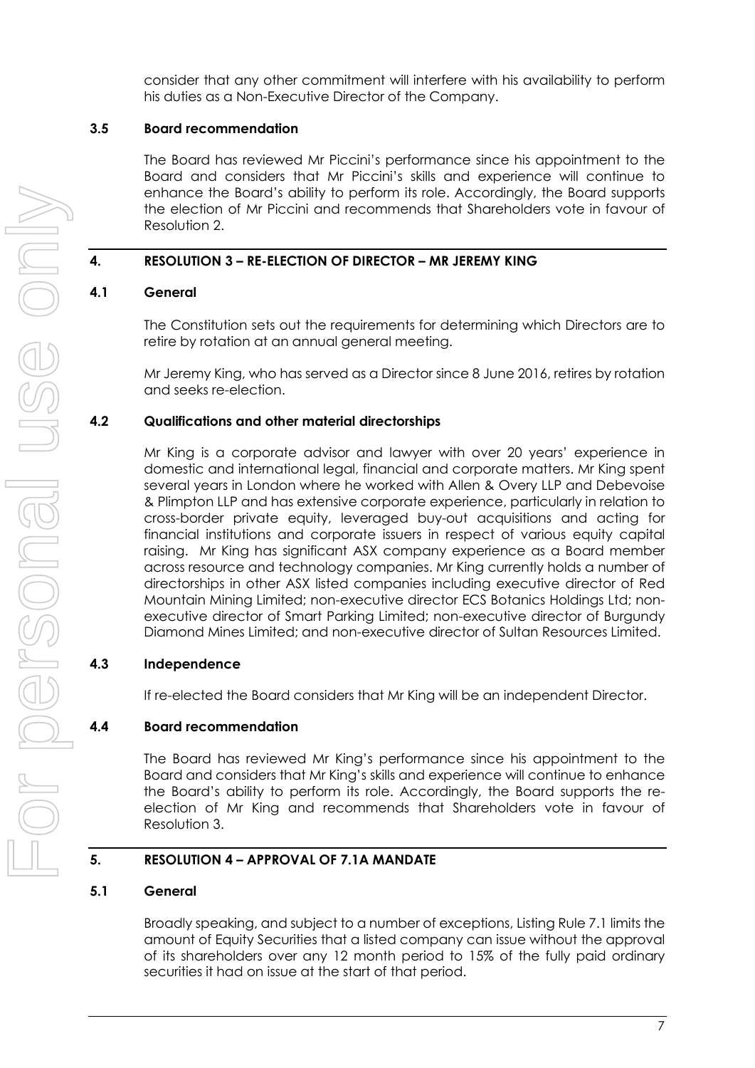consider that any other commitment will interfere with his availability to perform his duties as a Non-Executive Director of the Company.

### 3.5 Board recommendation

The Board has reviewed Mr Piccini's performance since his appointment to the Board and considers that Mr Piccini's skills and experience will continue to enhance the Board's ability to perform its role. Accordingly, the Board supports the election of Mr Piccini and recommends that Shareholders vote in favour of Resolution 2.

## 4. RESOLUTION 3 – RE-ELECTION OF DIRECTOR – MR JEREMY KING

### 4.1 General

The Constitution sets out the requirements for determining which Directors are to retire by rotation at an annual general meeting.

Mr Jeremy King, who has served as a Director since 8 June 2016, retires by rotation and seeks re-election.

### 4.2 Qualifications and other material directorships

Mr King is a corporate advisor and lawyer with over 20 years' experience in domestic and international legal, financial and corporate matters. Mr King spent several years in London where he worked with Allen & Overy LLP and Debevoise & Plimpton LLP and has extensive corporate experience, particularly in relation to cross-border private equity, leveraged buy-out acquisitions and acting for financial institutions and corporate issuers in respect of various equity capital raising. Mr King has significant ASX company experience as a Board member across resource and technology companies. Mr King currently holds a number of directorships in other ASX listed companies including executive director of Red Mountain Mining Limited; non-executive director ECS Botanics Holdings Ltd; non-executive director of Smart Parking Limited; non-executive director of Burgundy Diamond Mines Limited; and non-executive director of Sultan Resources Limited.

### 4.3 Independence

If re-elected the Board considers that Mr King will be an independent Director.

### 4.4 Board recommendation

The Board has reviewed Mr King's performance since his appointment to the Board and considers that Mr King's skills and experience will continue to enhance the Board's ability to perform its role. Accordingly, the Board supports the re-election of Mr King and recommends that Shareholders vote in favour of Resolution 3.

## 5. RESOLUTION 4 – APPROVAL OF 7.1A MANDATE

### 5.1 General

Broadly speaking, and subject to a number of exceptions, Listing Rule 7.1 limits the amount of Equity Securities that a listed company can issue without the approval of its shareholders over any 12 month period to 15% of the fully paid ordinary securities it had on issue at the start of that period.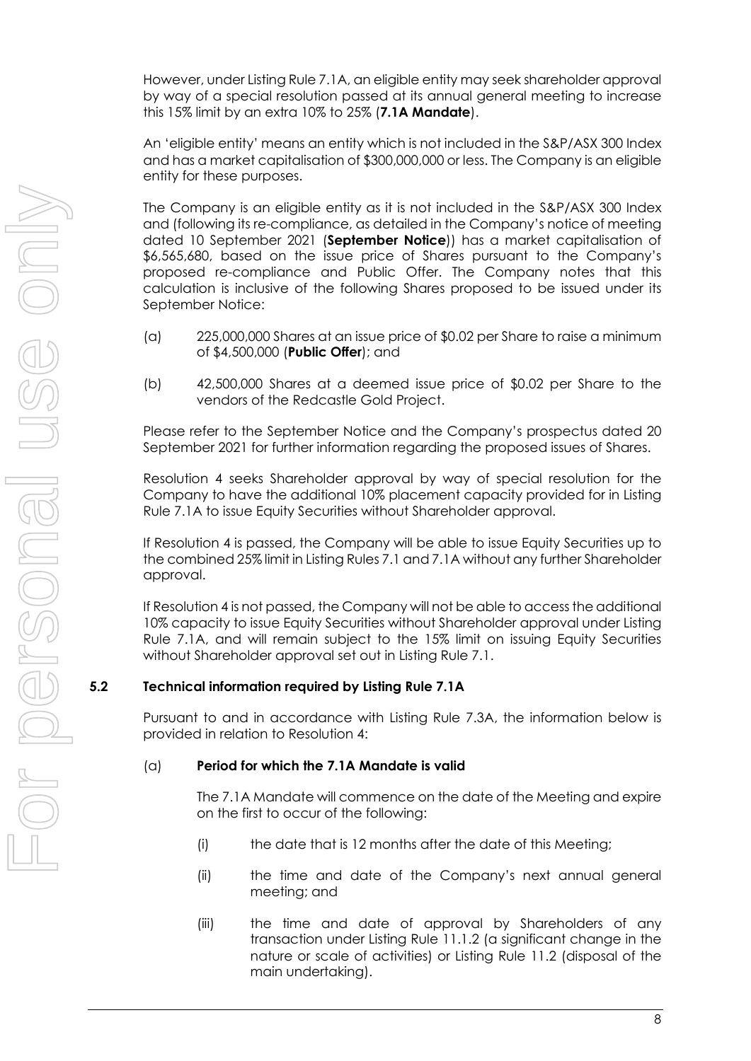However, under Listing Rule 7.1A, an eligible entity may seek shareholder approval by way of a special resolution passed at its annual general meeting to increase this 15% limit by an extra 10% to 25% (**7.1A Mandate**).

An 'eligible entity' means an entity which is not included in the S&P/ASX 300 Index and has a market capitalisation of $300,000,000 or less. The Company is an eligible entity for these purposes.

The Company is an eligible entity as it is not included in the S&P/ASX 300 Index and (following its re-compliance, as detailed in the Company's notice of meeting dated 10 September 2021 (**September Notice**)) has a market capitalisation of $6,565,680, based on the issue price of Shares pursuant to the Company's proposed re-compliance and Public Offer. The Company notes that this calculation is inclusive of the following Shares proposed to be issued under its September Notice:

(a) 225,000,000 Shares at an issue price of $0.02 per Share to raise a minimum of $4,500,000 (**Public Offer**); and

(b) 42,500,000 Shares at a deemed issue price of $0.02 per Share to the vendors of the Redcastle Gold Project.

Please refer to the September Notice and the Company's prospectus dated 20 September 2021 for further information regarding the proposed issues of Shares.

Resolution 4 seeks Shareholder approval by way of special resolution for the Company to have the additional 10% placement capacity provided for in Listing Rule 7.1A to issue Equity Securities without Shareholder approval.

If Resolution 4 is passed, the Company will be able to issue Equity Securities up to the combined 25% limit in Listing Rules 7.1 and 7.1A without any further Shareholder approval.

If Resolution 4 is not passed, the Company will not be able to access the additional 10% capacity to issue Equity Securities without Shareholder approval under Listing Rule 7.1A, and will remain subject to the 15% limit on issuing Equity Securities without Shareholder approval set out in Listing Rule 7.1.

## 5.2 Technical information required by Listing Rule 7.1A

Pursuant to and in accordance with Listing Rule 7.3A, the information below is provided in relation to Resolution 4:

### (a) Period for which the 7.1A Mandate is valid

The 7.1A Mandate will commence on the date of the Meeting and expire on the first to occur of the following:

(i) the date that is 12 months after the date of this Meeting;

(ii) the time and date of the Company's next annual general meeting; and

(iii) the time and date of approval by Shareholders of any transaction under Listing Rule 11.1.2 (a significant change in the nature or scale of activities) or Listing Rule 11.2 (disposal of the main undertaking).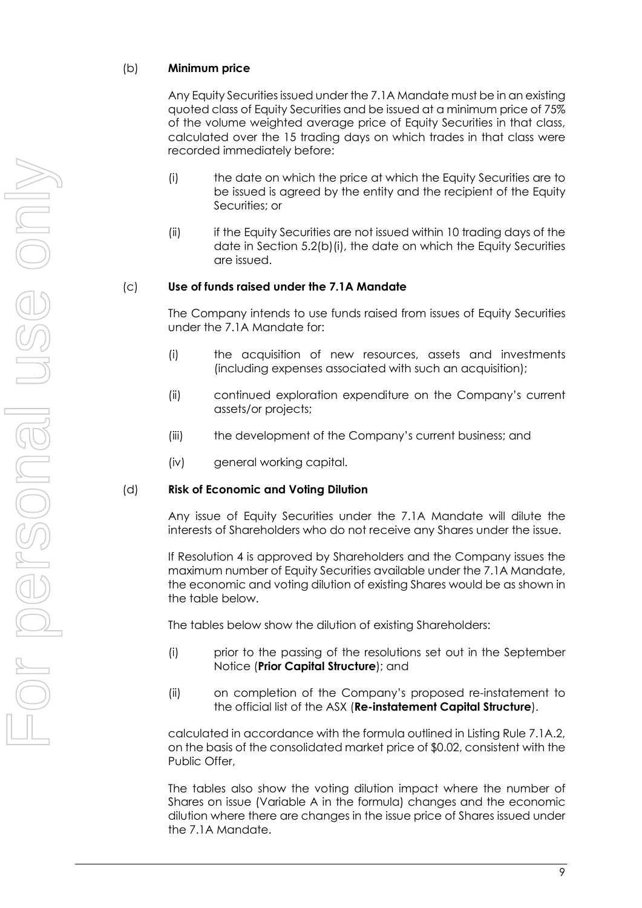(b) **Minimum price**

Any Equity Securities issued under the 7.1A Mandate must be in an existing quoted class of Equity Securities and be issued at a minimum price of 75% of the volume weighted average price of Equity Securities in that class, calculated over the 15 trading days on which trades in that class were recorded immediately before:

(i) the date on which the price at which the Equity Securities are to be issued is agreed by the entity and the recipient of the Equity Securities; or

(ii) if the Equity Securities are not issued within 10 trading days of the date in Section 5.2(b)(i), the date on which the Equity Securities are issued.

(c) **Use of funds raised under the 7.1A Mandate**

The Company intends to use funds raised from issues of Equity Securities under the 7.1A Mandate for:

(i) the acquisition of new resources, assets and investments (including expenses associated with such an acquisition);

(ii) continued exploration expenditure on the Company's current assets/or projects;

(iii) the development of the Company's current business; and

(iv) general working capital.

(d) **Risk of Economic and Voting Dilution**

Any issue of Equity Securities under the 7.1A Mandate will dilute the interests of Shareholders who do not receive any Shares under the issue.

If Resolution 4 is approved by Shareholders and the Company issues the maximum number of Equity Securities available under the 7.1A Mandate, the economic and voting dilution of existing Shares would be as shown in the table below.

The tables below show the dilution of existing Shareholders:

(i) prior to the passing of the resolutions set out in the September Notice (**Prior Capital Structure**); and

(ii) on completion of the Company's proposed re-instatement to the official list of the ASX (**Re-instatement Capital Structure**).

calculated in accordance with the formula outlined in Listing Rule 7.1A.2, on the basis of the consolidated market price of $0.02, consistent with the Public Offer,

The tables also show the voting dilution impact where the number of Shares on issue (Variable A in the formula) changes and the economic dilution where there are changes in the issue price of Shares issued under the 7.1A Mandate.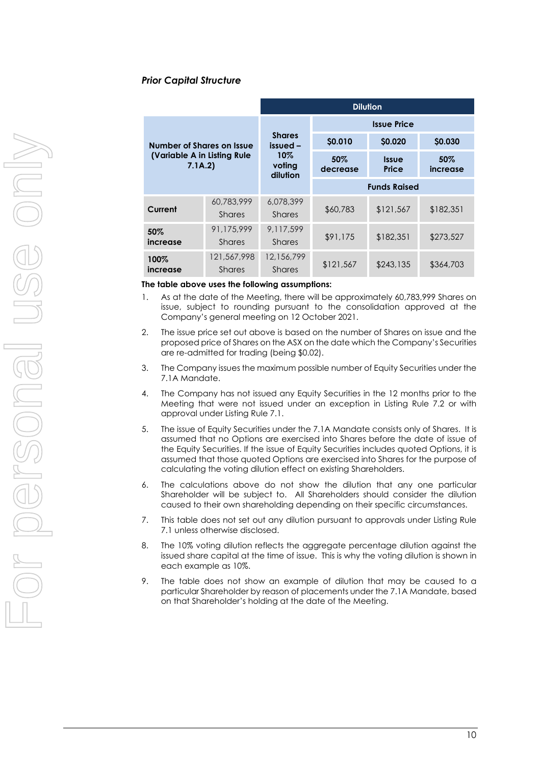*Prior Capital Structure*

| Number of Shares on Issue (Variable A in Listing Rule 7.1A.2) | | Shares issued – 10% voting dilution | Dilution | | |
|---|---|---|---|---|---|
| | | | Issue Price | | |
| | | | $0.010 | $0.020 | $0.030 |
| | | | 50% decrease | Issue Price | 50% increase |
| | | | Funds Raised | | |
| **Current** | 60,783,999 Shares | 6,078,399 Shares | $60,783 | $121,567 | $182,351 |
| **50% increase** | 91,175,999 Shares | 9,117,599 Shares | $91,175 | $182,351 | $273,527 |
| **100% increase** | 121,567,998 Shares | 12,156,799 Shares | $121,567 | $243,135 | $364,703 |

**The table above uses the following assumptions:**

1. As at the date of the Meeting, there will be approximately 60,783,999 Shares on issue, subject to rounding pursuant to the consolidation approved at the Company's general meeting on 12 October 2021.
2. The issue price set out above is based on the number of Shares on issue and the proposed price of Shares on the ASX on the date which the Company's Securities are re-admitted for trading (being $0.02).
3. The Company issues the maximum possible number of Equity Securities under the 7.1A Mandate.
4. The Company has not issued any Equity Securities in the 12 months prior to the Meeting that were not issued under an exception in Listing Rule 7.2 or with approval under Listing Rule 7.1.
5. The issue of Equity Securities under the 7.1A Mandate consists only of Shares. It is assumed that no Options are exercised into Shares before the date of issue of the Equity Securities. If the issue of Equity Securities includes quoted Options, it is assumed that those quoted Options are exercised into Shares for the purpose of calculating the voting dilution effect on existing Shareholders.
6. The calculations above do not show the dilution that any one particular Shareholder will be subject to. All Shareholders should consider the dilution caused to their own shareholding depending on their specific circumstances.
7. This table does not set out any dilution pursuant to approvals under Listing Rule 7.1 unless otherwise disclosed.
8. The 10% voting dilution reflects the aggregate percentage dilution against the issued share capital at the time of issue. This is why the voting dilution is shown in each example as 10%.
9. The table does not show an example of dilution that may be caused to a particular Shareholder by reason of placements under the 7.1A Mandate, based on that Shareholder's holding at the date of the Meeting.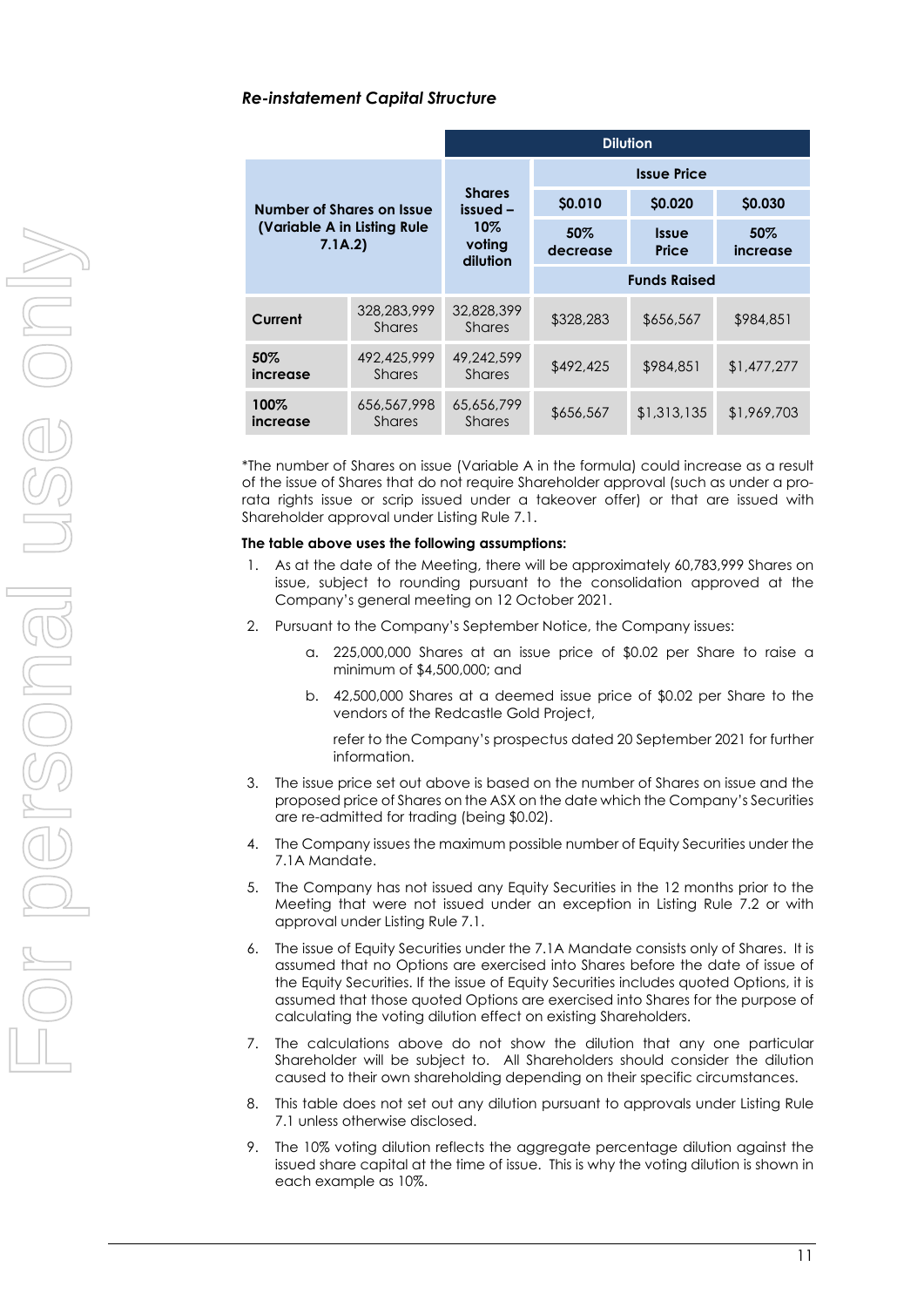***Re-instatement Capital Structure***

| Number of Shares on Issue (Variable A in Listing Rule 7.1A.2) | | Dilution | | | |
|---|---|---|---|---|---|
| | | Shares issued – 10% voting dilution | Issue Price | | |
| | | | $0.010 | $0.020 | $0.030 |
| | | | 50% decrease | Issue Price | 50% increase |
| | | | Funds Raised | | |
| **Current** | 328,283,999 Shares | 32,828,399 Shares | $328,283 | $656,567 | $984,851 |
| **50% increase** | 492,425,999 Shares | 49,242,599 Shares | $492,425 | $984,851 | $1,477,277 |
| **100% increase** | 656,567,998 Shares | 65,656,799 Shares | $656,567 | $1,313,135 | $1,969,703 |

*The number of Shares on issue (Variable A in the formula) could increase as a result of the issue of Shares that do not require Shareholder approval (such as under a pro-rata rights issue or scrip issued under a takeover offer) or that are issued with Shareholder approval under Listing Rule 7.1.

**The table above uses the following assumptions:**

1. As at the date of the Meeting, there will be approximately 60,783,999 Shares on issue, subject to rounding pursuant to the consolidation approved at the Company's general meeting on 12 October 2021.
2. Pursuant to the Company's September Notice, the Company issues:
    a. 225,000,000 Shares at an issue price of $0.02 per Share to raise a minimum of $4,500,000; and
    b. 42,500,000 Shares at a deemed issue price of $0.02 per Share to the vendors of the Redcastle Gold Project,

    refer to the Company's prospectus dated 20 September 2021 for further information.
3. The issue price set out above is based on the number of Shares on issue and the proposed price of Shares on the ASX on the date which the Company's Securities are re-admitted for trading (being $0.02).
4. The Company issues the maximum possible number of Equity Securities under the 7.1A Mandate.
5. The Company has not issued any Equity Securities in the 12 months prior to the Meeting that were not issued under an exception in Listing Rule 7.2 or with approval under Listing Rule 7.1.
6. The issue of Equity Securities under the 7.1A Mandate consists only of Shares. It is assumed that no Options are exercised into Shares before the date of issue of the Equity Securities. If the issue of Equity Securities includes quoted Options, it is assumed that those quoted Options are exercised into Shares for the purpose of calculating the voting dilution effect on existing Shareholders.
7. The calculations above do not show the dilution that any one particular Shareholder will be subject to. All Shareholders should consider the dilution caused to their own shareholding depending on their specific circumstances.
8. This table does not set out any dilution pursuant to approvals under Listing Rule 7.1 unless otherwise disclosed.
9. The 10% voting dilution reflects the aggregate percentage dilution against the issued share capital at the time of issue. This is why the voting dilution is shown in each example as 10%.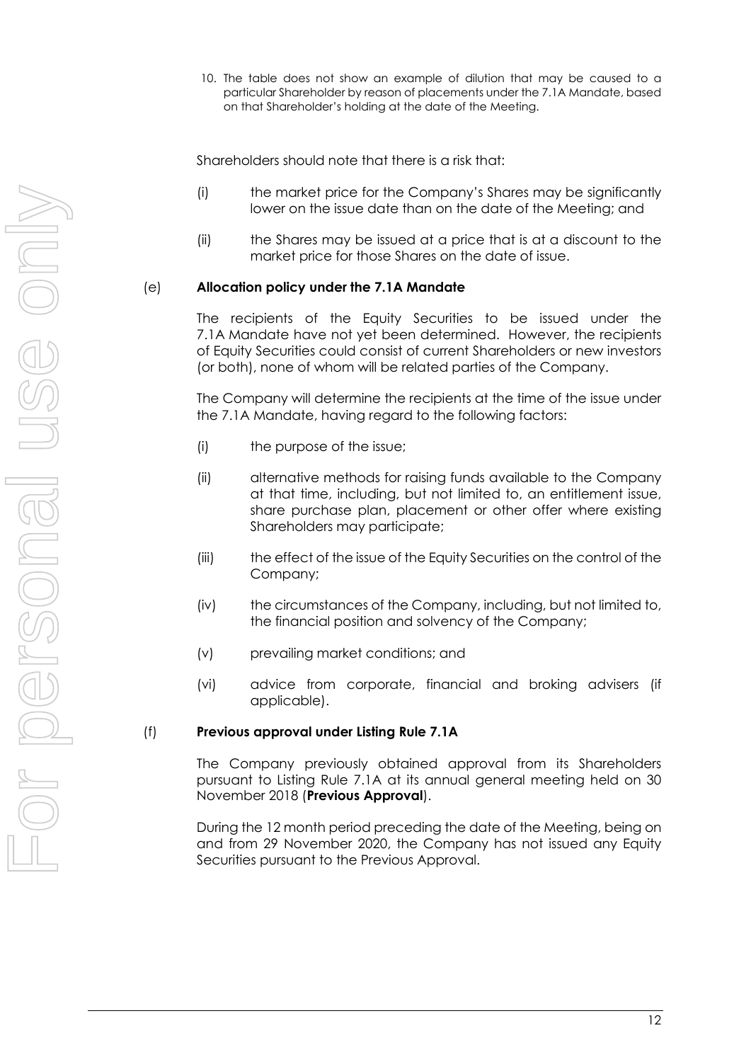10. The table does not show an example of dilution that may be caused to a particular Shareholder by reason of placements under the 7.1A Mandate, based on that Shareholder's holding at the date of the Meeting.

Shareholders should note that there is a risk that:

(i) the market price for the Company's Shares may be significantly lower on the issue date than on the date of the Meeting; and

(ii) the Shares may be issued at a price that is at a discount to the market price for those Shares on the date of issue.

(e) **Allocation policy under the 7.1A Mandate**

The recipients of the Equity Securities to be issued under the 7.1A Mandate have not yet been determined. However, the recipients of Equity Securities could consist of current Shareholders or new investors (or both), none of whom will be related parties of the Company.

The Company will determine the recipients at the time of the issue under the 7.1A Mandate, having regard to the following factors:

(i) the purpose of the issue;

(ii) alternative methods for raising funds available to the Company at that time, including, but not limited to, an entitlement issue, share purchase plan, placement or other offer where existing Shareholders may participate;

(iii) the effect of the issue of the Equity Securities on the control of the Company;

(iv) the circumstances of the Company, including, but not limited to, the financial position and solvency of the Company;

(v) prevailing market conditions; and

(vi) advice from corporate, financial and broking advisers (if applicable).

(f) **Previous approval under Listing Rule 7.1A**

The Company previously obtained approval from its Shareholders pursuant to Listing Rule 7.1A at its annual general meeting held on 30 November 2018 (**Previous Approval**).

During the 12 month period preceding the date of the Meeting, being on and from 29 November 2020, the Company has not issued any Equity Securities pursuant to the Previous Approval.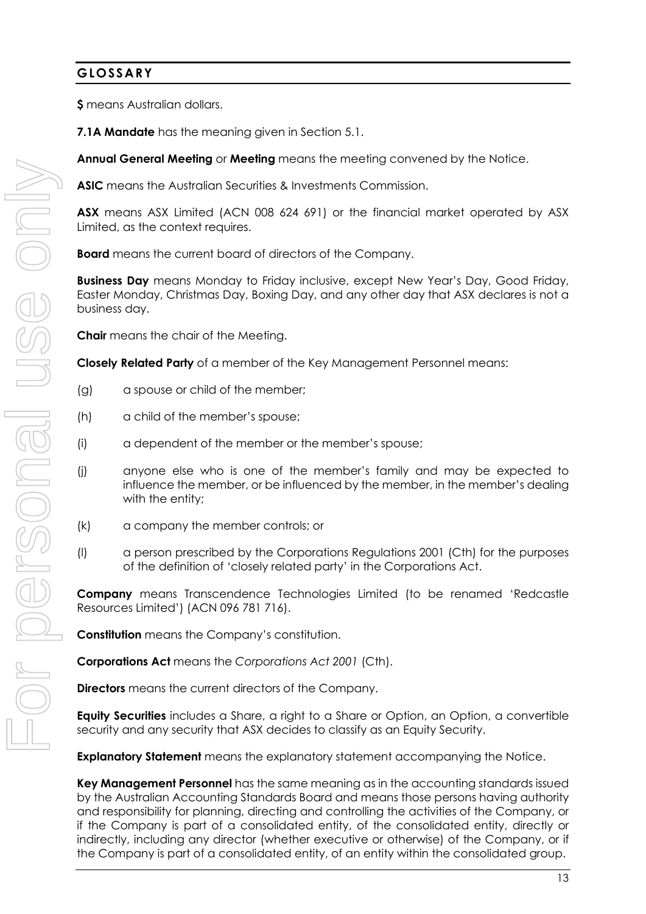## GLOSSARY

**$** means Australian dollars.

**7.1A Mandate** has the meaning given in Section 5.1.

**Annual General Meeting** or **Meeting** means the meeting convened by the Notice.

**ASIC** means the Australian Securities & Investments Commission.

**ASX** means ASX Limited (ACN 008 624 691) or the financial market operated by ASX Limited, as the context requires.

**Board** means the current board of directors of the Company.

**Business Day** means Monday to Friday inclusive, except New Year's Day, Good Friday, Easter Monday, Christmas Day, Boxing Day, and any other day that ASX declares is not a business day.

**Chair** means the chair of the Meeting.

**Closely Related Party** of a member of the Key Management Personnel means:

(g) a spouse or child of the member;

(h) a child of the member's spouse;

(i) a dependent of the member or the member's spouse;

(j) anyone else who is one of the member's family and may be expected to influence the member, or be influenced by the member, in the member's dealing with the entity;

(k) a company the member controls; or

(l) a person prescribed by the Corporations Regulations 2001 (Cth) for the purposes of the definition of 'closely related party' in the Corporations Act.

**Company** means Transcendence Technologies Limited (to be renamed 'Redcastle Resources Limited') (ACN 096 781 716).

**Constitution** means the Company's constitution.

**Corporations Act** means the *Corporations Act 2001* (Cth).

**Directors** means the current directors of the Company.

**Equity Securities** includes a Share, a right to a Share or Option, an Option, a convertible security and any security that ASX decides to classify as an Equity Security.

**Explanatory Statement** means the explanatory statement accompanying the Notice.

**Key Management Personnel** has the same meaning as in the accounting standards issued by the Australian Accounting Standards Board and means those persons having authority and responsibility for planning, directing and controlling the activities of the Company, or if the Company is part of a consolidated entity, of the consolidated entity, directly or indirectly, including any director (whether executive or otherwise) of the Company, or if the Company is part of a consolidated entity, of an entity within the consolidated group.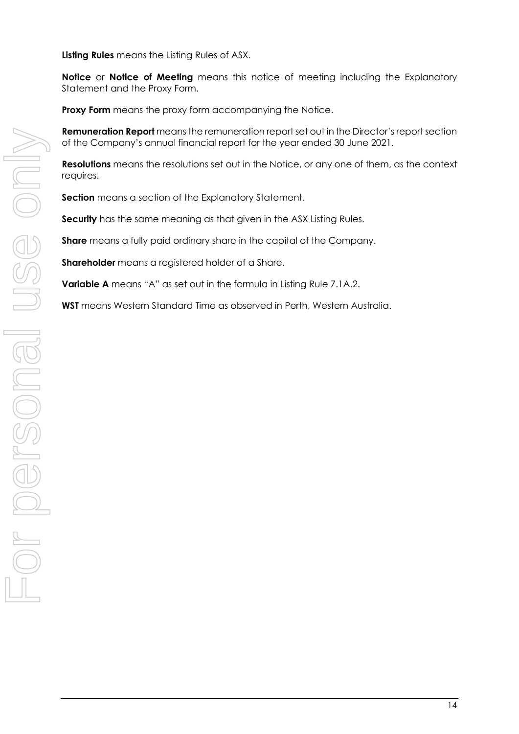**Listing Rules** means the Listing Rules of ASX.

**Notice** or **Notice of Meeting** means this notice of meeting including the Explanatory Statement and the Proxy Form.

**Proxy Form** means the proxy form accompanying the Notice.

**Remuneration Report** means the remuneration report set out in the Director's report section of the Company's annual financial report for the year ended 30 June 2021.

**Resolutions** means the resolutions set out in the Notice, or any one of them, as the context requires.

**Section** means a section of the Explanatory Statement.

**Security** has the same meaning as that given in the ASX Listing Rules.

**Share** means a fully paid ordinary share in the capital of the Company.

**Shareholder** means a registered holder of a Share.

**Variable A** means "A" as set out in the formula in Listing Rule 7.1A.2.

**WST** means Western Standard Time as observed in Perth, Western Australia.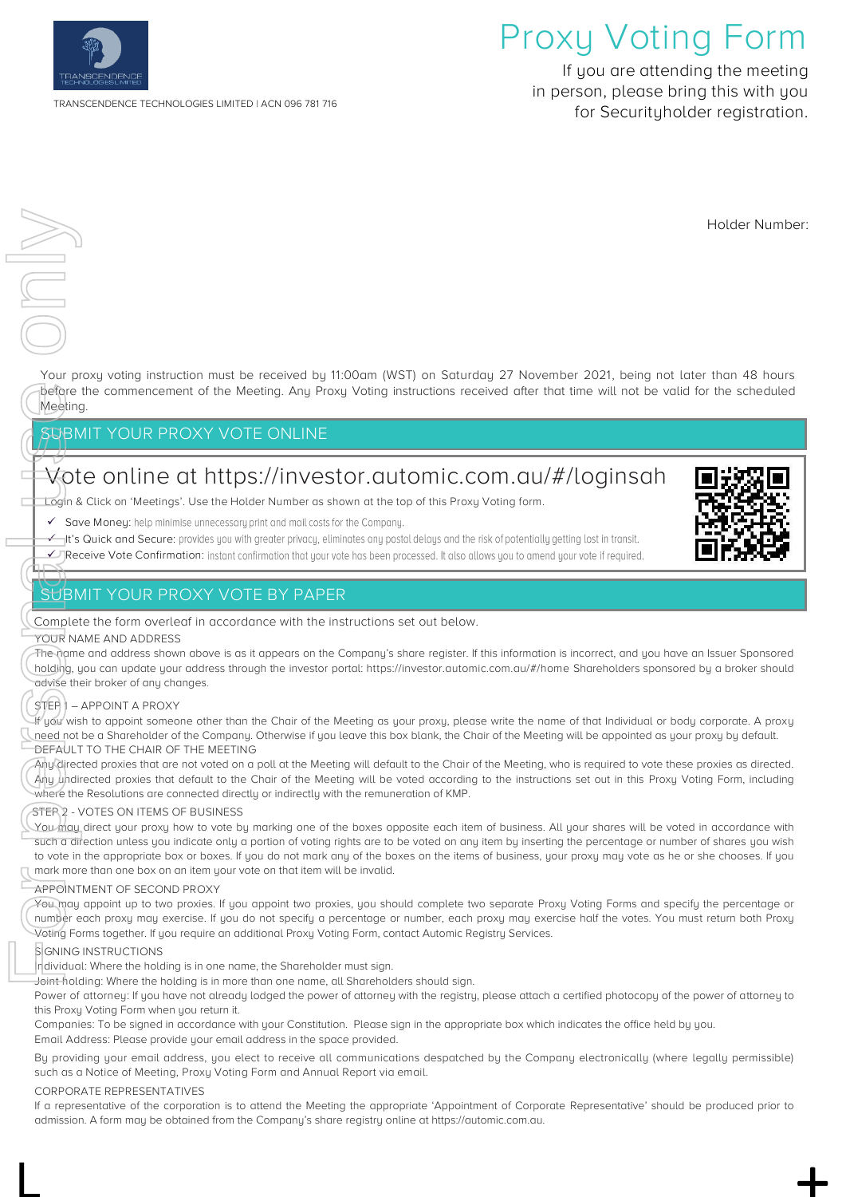TRANSCENDENCE TECHNOLOGIES LIMITED | ACN 096 781 716

# Proxy Voting Form

If you are attending the meeting in person, please bring this with you for Securityholder registration.

Holder Number:

Your proxy voting instruction must be received by 11:00am (WST) on Saturday 27 November 2021, being not later than 48 hours before the commencement of the Meeting. Any Proxy Voting instructions received after that time will not be valid for the scheduled Meeting.

## SUBMIT YOUR PROXY VOTE ONLINE

### Vote online at https://investor.automic.com.au/#/loginsah

Login & Click on 'Meetings'. Use the Holder Number as shown at the top of this Proxy Voting form.

- ✓ Save Money: help minimise unnecessary print and mail costs for the Company.
- ✓ It's Quick and Secure: provides you with greater privacy, eliminates any postal delays and the risk of potentially getting lost in transit.
- ✓ Receive Vote Confirmation: instant confirmation that your vote has been processed. It also allows you to amend your vote if required.

## SUBMIT YOUR PROXY VOTE BY PAPER

Complete the form overleaf in accordance with the instructions set out below.

**YOUR NAME AND ADDRESS**

The name and address shown above is as it appears on the Company's share register. If this information is incorrect, and you have an Issuer Sponsored holding, you can update your address through the investor portal: https://investor.automic.com.au/#/home Shareholders sponsored by a broker should advise their broker of any changes.

**STEP 1 – APPOINT A PROXY**

If you wish to appoint someone other than the Chair of the Meeting as your proxy, please write the name of that Individual or body corporate. A proxy need not be a Shareholder of the Company. Otherwise if you leave this box blank, the Chair of the Meeting will be appointed as your proxy by default.

**DEFAULT TO THE CHAIR OF THE MEETING**

Any directed proxies that are not voted on a poll at the Meeting will default to the Chair of the Meeting, who is required to vote these proxies as directed. Any undirected proxies that default to the Chair of the Meeting will be voted according to the instructions set out in this Proxy Voting Form, including where the Resolutions are connected directly or indirectly with the remuneration of KMP.

**STEP 2 - VOTES ON ITEMS OF BUSINESS**

You may direct your proxy how to vote by marking one of the boxes opposite each item of business. All your shares will be voted in accordance with such a direction unless you indicate only a portion of voting rights are to be voted on any item by inserting the percentage or number of shares you wish to vote in the appropriate box or boxes. If you do not mark any of the boxes on the items of business, your proxy may vote as he or she chooses. If you mark more than one box on an item your vote on that item will be invalid.

**APPOINTMENT OF SECOND PROXY**

You may appoint up to two proxies. If you appoint two proxies, you should complete two separate Proxy Voting Forms and specify the percentage or number each proxy may exercise. If you do not specify a percentage or number, each proxy may exercise half the votes. You must return both Proxy Voting Forms together. If you require an additional Proxy Voting Form, contact Automic Registry Services.

**SIGNING INSTRUCTIONS**

Individual: Where the holding is in one name, the Shareholder must sign.

Joint holding: Where the holding is in more than one name, all Shareholders should sign.

Power of attorney: If you have not already lodged the power of attorney with the registry, please attach a certified photocopy of the power of attorney to this Proxy Voting Form when you return it.

Companies: To be signed in accordance with your Constitution. Please sign in the appropriate box which indicates the office held by you.

Email Address: Please provide your email address in the space provided.

By providing your email address, you elect to receive all communications despatched by the Company electronically (where legally permissible) such as a Notice of Meeting, Proxy Voting Form and Annual Report via email.

**CORPORATE REPRESENTATIVES**

If a representative of the corporation is to attend the Meeting the appropriate 'Appointment of Corporate Representative' should be produced prior to admission. A form may be obtained from the Company's share registry online at https://automic.com.au.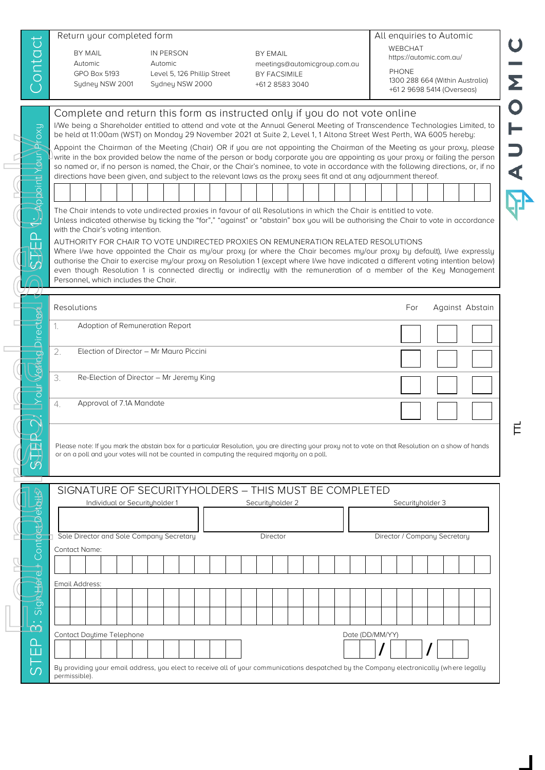## Contact

**Return your completed form**

| BY MAIL | IN PERSON | BY EMAIL |
|---|---|---|
| Automic | Automic | meetings@automicgroup.com.au |
| GPO Box 5193 | Level 5, 126 Phillip Street | BY FACSIMILE |
| Sydney NSW 2001 | Sydney NSW 2000 | +61 2 8583 3040 |

**All enquiries to Automic**

WEBCHAT
https://automic.com.au/

PHONE
1300 288 664 (Within Australia)
+61 2 9698 5414 (Overseas)

AUTOMIC

## STEP 1: Appoint Your Proxy

### Complete and return this form as instructed only if you do not vote online

I/We being a Shareholder entitled to attend and vote at the Annual General Meeting of Transcendence Technologies Limited, to be held at 11:00am (WST) on Monday 29 November 2021 at Suite 2, Level 1, 1 Altona Street West Perth, WA 6005 hereby:

Appoint the Chairman of the Meeting (Chair) OR if you are not appointing the Chairman of the Meeting as your proxy, please write in the box provided below the name of the person or body corporate you are appointing as your proxy or failing the person so named or, if no person is named, the Chair, or the Chair's nominee, to vote in accordance with the following directions, or, if no directions have been given, and subject to the relevant laws as the proxy sees fit and at any adjournment thereof.

The Chair intends to vote undirected proxies in favour of all Resolutions in which the Chair is entitled to vote.
Unless indicated otherwise by ticking the "for"," "against" or "abstain" box you will be authorising the Chair to vote in accordance with the Chair's voting intention.

AUTHORITY FOR CHAIR TO VOTE UNDIRECTED PROXIES ON REMUNERATION RELATED RESOLUTIONS
Where I/we have appointed the Chair as my/our proxy (or where the Chair becomes my/our proxy by default), I/we expressly authorise the Chair to exercise my/our proxy on Resolution 1 (except where I/we have indicated a different voting intention below) even though Resolution 1 is connected directly or indirectly with the remuneration of a member of the Key Management Personnel, which includes the Chair.

## STEP 2: Your Voting Direction

| Resolutions | | For | Against | Abstain |
|---|---|---|---|---|
| 1. | Adoption of Remuneration Report | | | |
| 2. | Election of Director – Mr Mauro Piccini | | | |
| 3. | Re-Election of Director – Mr Jeremy King | | | |
| 4. | Approval of 7.1A Mandate | | | |

Please note: If you mark the abstain box for a particular Resolution, you are directing your proxy not to vote on that Resolution on a show of hands or on a poll and your votes will not be counted in computing the required majority on a poll.

## STEP 3: Sign Here + Contact Details

### SIGNATURE OF SECURITYHOLDERS – THIS MUST BE COMPLETED

| Individual or Securityholder 1 | Securityholder 2 | Securityholder 3 |
|---|---|---|
| | | |
| Sole Director and Sole Company Secretary | Director | Director / Company Secretary |

Contact Name:

Email Address:

Contact Daytime Telephone

Date (DD/MM/YY) / /

By providing your email address, you elect to receive all of your communications despatched by the Company electronically (where legally permissible).

TTL